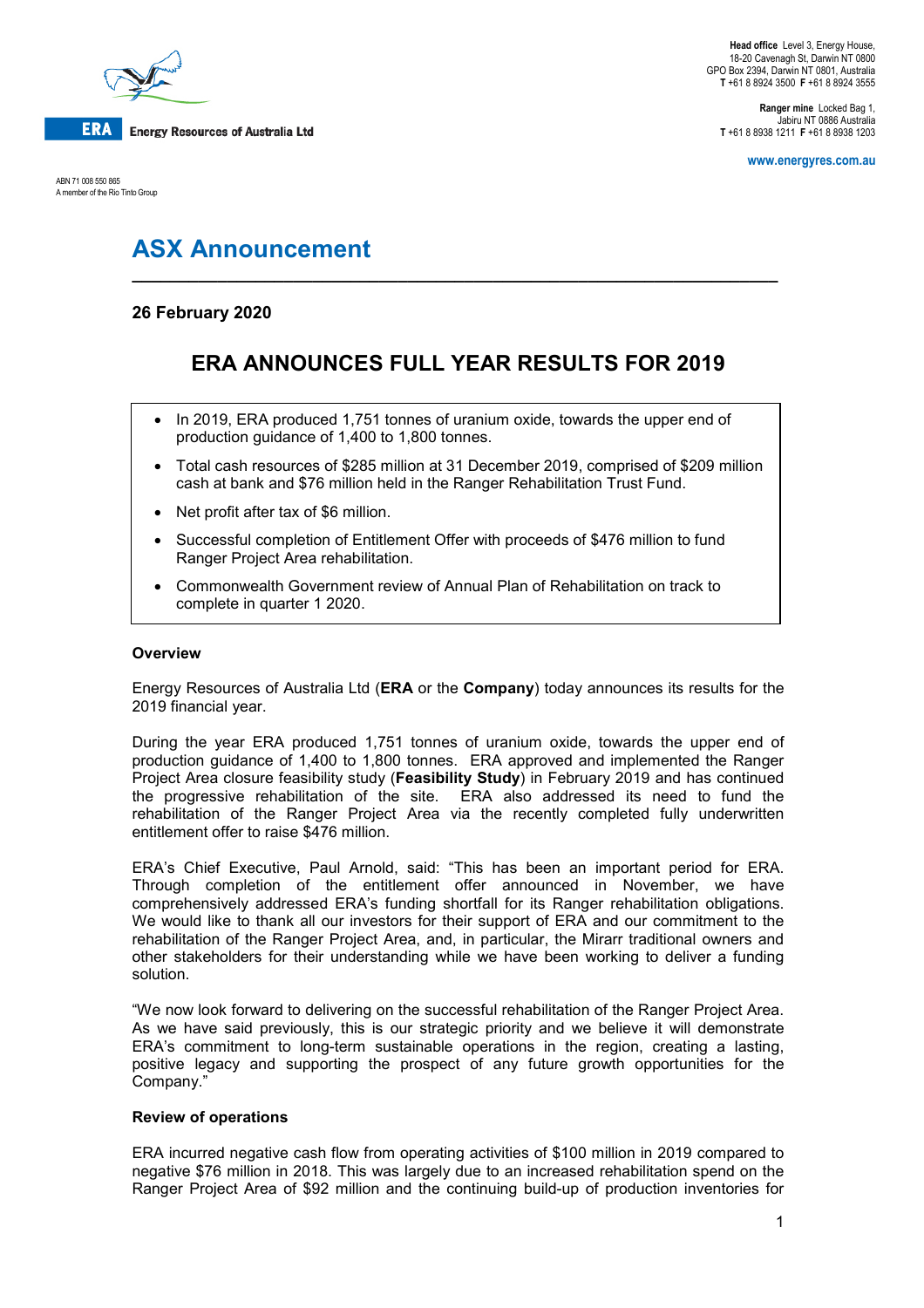**ERA** Energy Resources of Australia Ltd

ABN 71 008 550 865
A member of the Rio Tinto Group

**Head office** Level 3, Energy House, 18-20 Cavenagh St, Darwin NT 0800
GPO Box 2394, Darwin NT 0801, Australia
**T** +61 8 8924 3500 **F** +61 8 8924 3555

**Ranger mine** Locked Bag 1, Jabiru NT 0886 Australia
**T** +61 8 8938 1211 **F** +61 8 8938 1203

**www.energyres.com.au**

# ASX Announcement

**26 February 2020**

## ERA ANNOUNCES FULL YEAR RESULTS FOR 2019

- In 2019, ERA produced 1,751 tonnes of uranium oxide, towards the upper end of production guidance of 1,400 to 1,800 tonnes.
- Total cash resources of $285 million at 31 December 2019, comprised of $209 million cash at bank and $76 million held in the Ranger Rehabilitation Trust Fund.
- Net profit after tax of $6 million.
- Successful completion of Entitlement Offer with proceeds of $476 million to fund Ranger Project Area rehabilitation.
- Commonwealth Government review of Annual Plan of Rehabilitation on track to complete in quarter 1 2020.

### Overview

Energy Resources of Australia Ltd (**ERA** or the **Company**) today announces its results for the 2019 financial year.

During the year ERA produced 1,751 tonnes of uranium oxide, towards the upper end of production guidance of 1,400 to 1,800 tonnes. ERA approved and implemented the Ranger Project Area closure feasibility study (**Feasibility Study**) in February 2019 and has continued the progressive rehabilitation of the site. ERA also addressed its need to fund the rehabilitation of the Ranger Project Area via the recently completed fully underwritten entitlement offer to raise $476 million.

ERA's Chief Executive, Paul Arnold, said: "This has been an important period for ERA. Through completion of the entitlement offer announced in November, we have comprehensively addressed ERA's funding shortfall for its Ranger rehabilitation obligations. We would like to thank all our investors for their support of ERA and our commitment to the rehabilitation of the Ranger Project Area, and, in particular, the Mirarr traditional owners and other stakeholders for their understanding while we have been working to deliver a funding solution.

"We now look forward to delivering on the successful rehabilitation of the Ranger Project Area. As we have said previously, this is our strategic priority and we believe it will demonstrate ERA's commitment to long-term sustainable operations in the region, creating a lasting, positive legacy and supporting the prospect of any future growth opportunities for the Company."

### Review of operations

ERA incurred negative cash flow from operating activities of $100 million in 2019 compared to negative $76 million in 2018. This was largely due to an increased rehabilitation spend on the Ranger Project Area of $92 million and the continuing build-up of production inventories for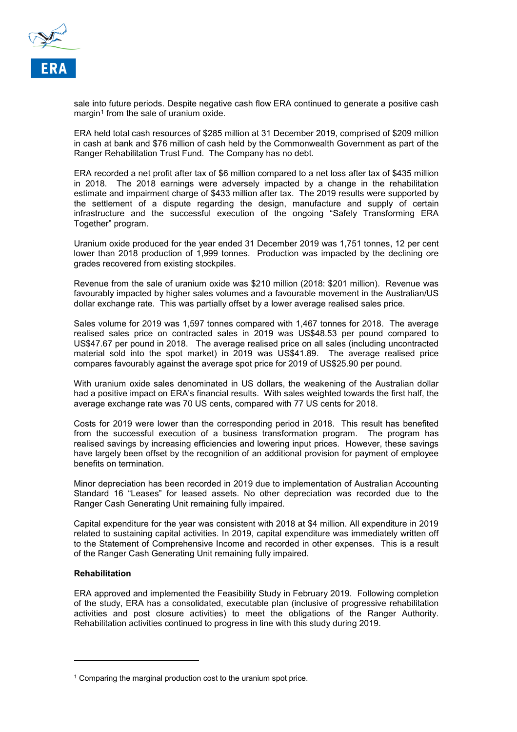sale into future periods. Despite negative cash flow ERA continued to generate a positive cash margin[1] from the sale of uranium oxide.

ERA held total cash resources of $285 million at 31 December 2019, comprised of $209 million in cash at bank and $76 million of cash held by the Commonwealth Government as part of the Ranger Rehabilitation Trust Fund. The Company has no debt.

ERA recorded a net profit after tax of $6 million compared to a net loss after tax of $435 million in 2018. The 2018 earnings were adversely impacted by a change in the rehabilitation estimate and impairment charge of $433 million after tax. The 2019 results were supported by the settlement of a dispute regarding the design, manufacture and supply of certain infrastructure and the successful execution of the ongoing "Safely Transforming ERA Together" program.

Uranium oxide produced for the year ended 31 December 2019 was 1,751 tonnes, 12 per cent lower than 2018 production of 1,999 tonnes. Production was impacted by the declining ore grades recovered from existing stockpiles.

Revenue from the sale of uranium oxide was $210 million (2018: $201 million). Revenue was favourably impacted by higher sales volumes and a favourable movement in the Australian/US dollar exchange rate. This was partially offset by a lower average realised sales price.

Sales volume for 2019 was 1,597 tonnes compared with 1,467 tonnes for 2018. The average realised sales price on contracted sales in 2019 was US$48.53 per pound compared to US$47.67 per pound in 2018. The average realised price on all sales (including uncontracted material sold into the spot market) in 2019 was US$41.89. The average realised price compares favourably against the average spot price for 2019 of US$25.90 per pound.

With uranium oxide sales denominated in US dollars, the weakening of the Australian dollar had a positive impact on ERA's financial results. With sales weighted towards the first half, the average exchange rate was 70 US cents, compared with 77 US cents for 2018.

Costs for 2019 were lower than the corresponding period in 2018. This result has benefited from the successful execution of a business transformation program. The program has realised savings by increasing efficiencies and lowering input prices. However, these savings have largely been offset by the recognition of an additional provision for payment of employee benefits on termination.

Minor depreciation has been recorded in 2019 due to implementation of Australian Accounting Standard 16 "Leases" for leased assets. No other depreciation was recorded due to the Ranger Cash Generating Unit remaining fully impaired.

Capital expenditure for the year was consistent with 2018 at $4 million. All expenditure in 2019 related to sustaining capital activities. In 2019, capital expenditure was immediately written off to the Statement of Comprehensive Income and recorded in other expenses. This is a result of the Ranger Cash Generating Unit remaining fully impaired.

**Rehabilitation**

ERA approved and implemented the Feasibility Study in February 2019. Following completion of the study, ERA has a consolidated, executable plan (inclusive of progressive rehabilitation activities and post closure activities) to meet the obligations of the Ranger Authority. Rehabilitation activities continued to progress in line with this study during 2019.

---

[1] Comparing the marginal production cost to the uranium spot price.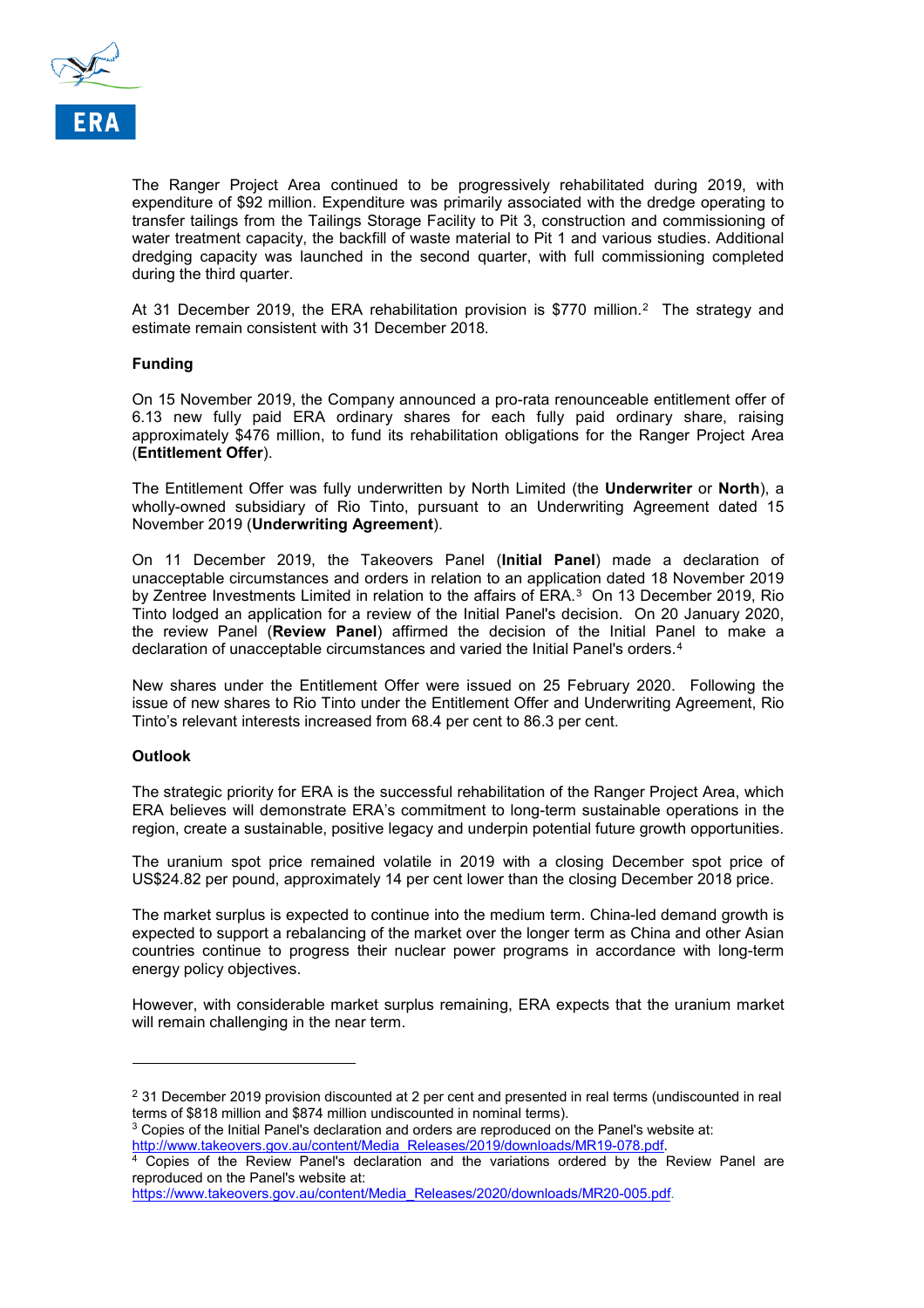The Ranger Project Area continued to be progressively rehabilitated during 2019, with expenditure of $92 million. Expenditure was primarily associated with the dredge operating to transfer tailings from the Tailings Storage Facility to Pit 3, construction and commissioning of water treatment capacity, the backfill of waste material to Pit 1 and various studies. Additional dredging capacity was launched in the second quarter, with full commissioning completed during the third quarter.

At 31 December 2019, the ERA rehabilitation provision is $770 million.[2] The strategy and estimate remain consistent with 31 December 2018.

**Funding**

On 15 November 2019, the Company announced a pro-rata renounceable entitlement offer of 6.13 new fully paid ERA ordinary shares for each fully paid ordinary share, raising approximately $476 million, to fund its rehabilitation obligations for the Ranger Project Area (**Entitlement Offer**).

The Entitlement Offer was fully underwritten by North Limited (the **Underwriter** or **North**), a wholly-owned subsidiary of Rio Tinto, pursuant to an Underwriting Agreement dated 15 November 2019 (**Underwriting Agreement**).

On 11 December 2019, the Takeovers Panel (**Initial Panel**) made a declaration of unacceptable circumstances and orders in relation to an application dated 18 November 2019 by Zentree Investments Limited in relation to the affairs of ERA.[3] On 13 December 2019, Rio Tinto lodged an application for a review of the Initial Panel's decision. On 20 January 2020, the review Panel (**Review Panel**) affirmed the decision of the Initial Panel to make a declaration of unacceptable circumstances and varied the Initial Panel's orders.[4]

New shares under the Entitlement Offer were issued on 25 February 2020. Following the issue of new shares to Rio Tinto under the Entitlement Offer and Underwriting Agreement, Rio Tinto's relevant interests increased from 68.4 per cent to 86.3 per cent.

**Outlook**

The strategic priority for ERA is the successful rehabilitation of the Ranger Project Area, which ERA believes will demonstrate ERA's commitment to long-term sustainable operations in the region, create a sustainable, positive legacy and underpin potential future growth opportunities.

The uranium spot price remained volatile in 2019 with a closing December spot price of US$24.82 per pound, approximately 14 per cent lower than the closing December 2018 price.

The market surplus is expected to continue into the medium term. China-led demand growth is expected to support a rebalancing of the market over the longer term as China and other Asian countries continue to progress their nuclear power programs in accordance with long-term energy policy objectives.

However, with considerable market surplus remaining, ERA expects that the uranium market will remain challenging in the near term.

---

[2] 31 December 2019 provision discounted at 2 per cent and presented in real terms (undiscounted in real terms of $818 million and $874 million undiscounted in nominal terms).

[3] Copies of the Initial Panel's declaration and orders are reproduced on the Panel's website at: http://www.takeovers.gov.au/content/Media_Releases/2019/downloads/MR19-078.pdf.

[4] Copies of the Review Panel's declaration and the variations ordered by the Review Panel are reproduced on the Panel's website at: https://www.takeovers.gov.au/content/Media_Releases/2020/downloads/MR20-005.pdf.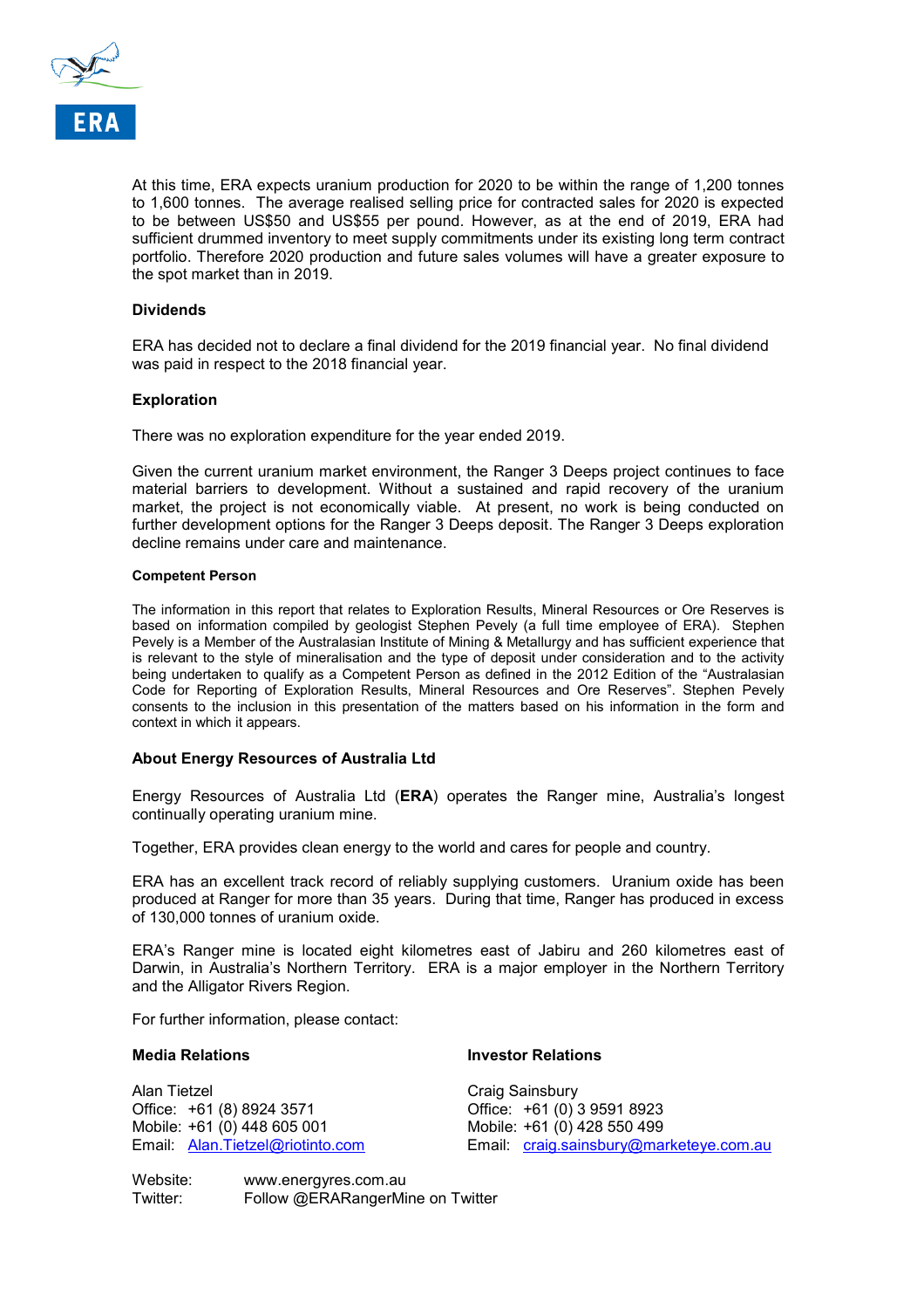At this time, ERA expects uranium production for 2020 to be within the range of 1,200 tonnes to 1,600 tonnes. The average realised selling price for contracted sales for 2020 is expected to be between US$50 and US$55 per pound. However, as at the end of 2019, ERA had sufficient drummed inventory to meet supply commitments under its existing long term contract portfolio. Therefore 2020 production and future sales volumes will have a greater exposure to the spot market than in 2019.

**Dividends**

ERA has decided not to declare a final dividend for the 2019 financial year. No final dividend was paid in respect to the 2018 financial year.

**Exploration**

There was no exploration expenditure for the year ended 2019.

Given the current uranium market environment, the Ranger 3 Deeps project continues to face material barriers to development. Without a sustained and rapid recovery of the uranium market, the project is not economically viable. At present, no work is being conducted on further development options for the Ranger 3 Deeps deposit. The Ranger 3 Deeps exploration decline remains under care and maintenance.

**Competent Person**

The information in this report that relates to Exploration Results, Mineral Resources or Ore Reserves is based on information compiled by geologist Stephen Pevely (a full time employee of ERA). Stephen Pevely is a Member of the Australasian Institute of Mining & Metallurgy and has sufficient experience that is relevant to the style of mineralisation and the type of deposit under consideration and to the activity being undertaken to qualify as a Competent Person as defined in the 2012 Edition of the "Australasian Code for Reporting of Exploration Results, Mineral Resources and Ore Reserves". Stephen Pevely consents to the inclusion in this presentation of the matters based on his information in the form and context in which it appears.

**About Energy Resources of Australia Ltd**

Energy Resources of Australia Ltd (**ERA**) operates the Ranger mine, Australia's longest continually operating uranium mine.

Together, ERA provides clean energy to the world and cares for people and country.

ERA has an excellent track record of reliably supplying customers. Uranium oxide has been produced at Ranger for more than 35 years. During that time, Ranger has produced in excess of 130,000 tonnes of uranium oxide.

ERA's Ranger mine is located eight kilometres east of Jabiru and 260 kilometres east of Darwin, in Australia's Northern Territory. ERA is a major employer in the Northern Territory and the Alligator Rivers Region.

For further information, please contact:

**Media Relations**

Alan Tietzel
Office: +61 (8) 8924 3571
Mobile: +61 (0) 448 605 001
Email: Alan.Tietzel@riotinto.com

**Investor Relations**

Craig Sainsbury
Office: +61 (0) 3 9591 8923
Mobile: +61 (0) 428 550 499
Email: craig.sainsbury@marketeye.com.au

Website: www.energyres.com.au
Twitter: Follow @ERARangerMine on Twitter